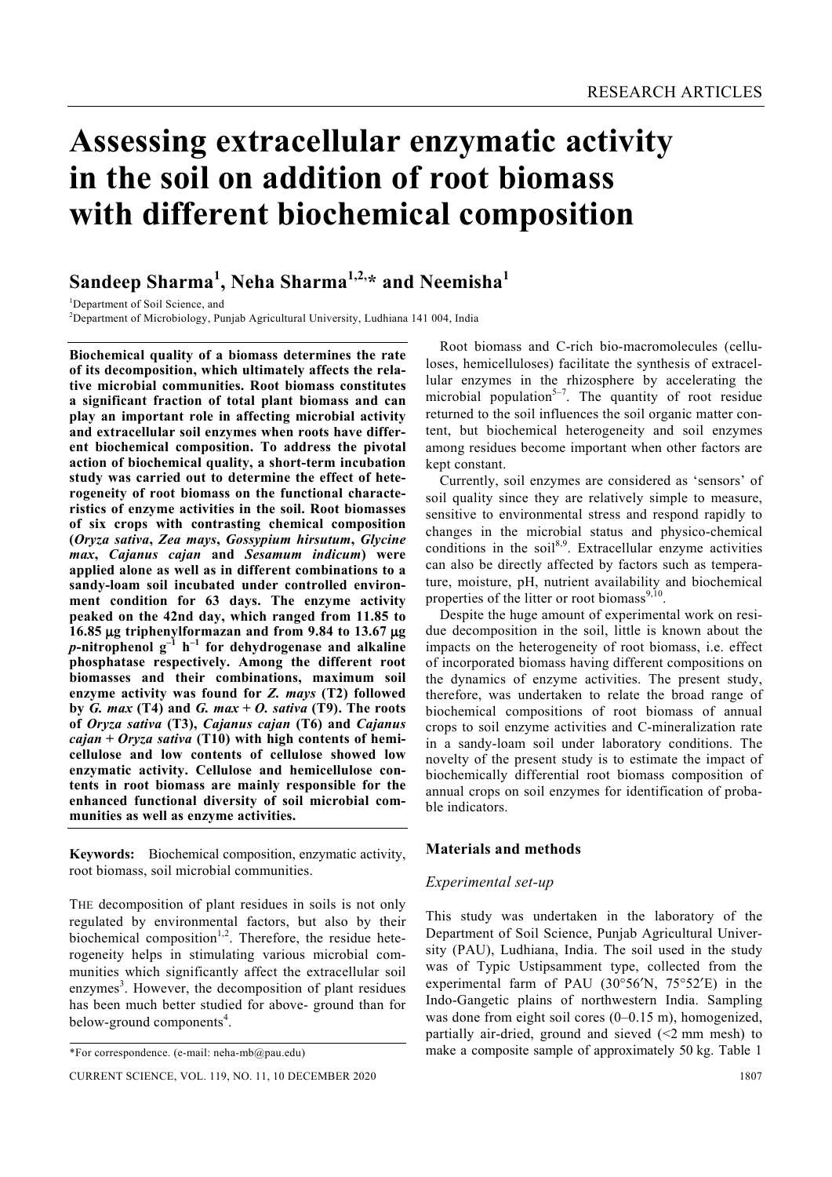# Assessing extracellular enzymatic activity in the soil on addition of root biomass with different biochemical composition

**Sandeep Sharma[1], Neha Sharma[1,2,*] and Neemisha[1]**

[1]Department of Soil Science, and
[2]Department of Microbiology, Punjab Agricultural University, Ludhiana 141 004, India

**Biochemical quality of a biomass determines the rate of its decomposition, which ultimately affects the relative microbial communities. Root biomass constitutes a significant fraction of total plant biomass and can play an important role in affecting microbial activity and extracellular soil enzymes when roots have different biochemical composition. To address the pivotal action of biochemical quality, a short-term incubation study was carried out to determine the effect of heterogeneity of root biomass on the functional characteristics of enzyme activities in the soil. Root biomasses of six crops with contrasting chemical composition (*Oryza sativa*, *Zea mays*, *Gossypium hirsutum*, *Glycine max*, *Cajanus cajan* and *Sesamum indicum*) were applied alone as well as in different combinations to a sandy-loam soil incubated under controlled environment condition for 63 days. The enzyme activity peaked on the 42nd day, which ranged from 11.85 to 16.85 μg triphenylformazan and from 9.84 to 13.67 μg *p*-nitrophenol $g^{-1}$ $h^{-1}$ for dehydrogenase and alkaline phosphatase respectively. Among the different root biomasses and their combinations, maximum soil enzyme activity was found for *Z. mays* (T2) followed by *G. max* (T4) and *G. max* + *O. sativa* (T9). The roots of *Oryza sativa* (T3), *Cajanus cajan* (T6) and *Cajanus cajan* + *Oryza sativa* (T10) with high contents of hemicellulose and low contents of cellulose showed low enzymatic activity. Cellulose and hemicellulose contents in root biomass are mainly responsible for the enhanced functional diversity of soil microbial communities as well as enzyme activities.**

**Keywords:** Biochemical composition, enzymatic activity, root biomass, soil microbial communities.

THE decomposition of plant residues in soils is not only regulated by environmental factors, but also by their biochemical composition[1,2]. Therefore, the residue heterogeneity helps in stimulating various microbial communities which significantly affect the extracellular soil enzymes[3]. However, the decomposition of plant residues has been much better studied for above- ground than for below-ground components[4].

Root biomass and C-rich bio-macromolecules (celluloses, hemicelluloses) facilitate the synthesis of extracellular enzymes in the rhizosphere by accelerating the microbial population[5–7]. The quantity of root residue returned to the soil influences the soil organic matter content, but biochemical heterogeneity and soil enzymes among residues become important when other factors are kept constant.

Currently, soil enzymes are considered as 'sensors' of soil quality since they are relatively simple to measure, sensitive to environmental stress and respond rapidly to changes in the microbial status and physico-chemical conditions in the soil[8,9]. Extracellular enzyme activities can also be directly affected by factors such as temperature, moisture, pH, nutrient availability and biochemical properties of the litter or root biomass[9,10].

Despite the huge amount of experimental work on residue decomposition in the soil, little is known about the impacts on the heterogeneity of root biomass, i.e. effect of incorporated biomass having different compositions on the dynamics of enzyme activities. The present study, therefore, was undertaken to relate the broad range of biochemical compositions of root biomass of annual crops to soil enzyme activities and C-mineralization rate in a sandy-loam soil under laboratory conditions. The novelty of the present study is to estimate the impact of biochemically differential root biomass composition of annual crops on soil enzymes for identification of probable indicators.

## Materials and methods

### Experimental set-up

This study was undertaken in the laboratory of the Department of Soil Science, Punjab Agricultural University (PAU), Ludhiana, India. The soil used in the study was of Typic Ustipsamment type, collected from the experimental farm of PAU (30°56′N, 75°52′E) in the Indo-Gangetic plains of northwestern India. Sampling was done from eight soil cores (0–0.15 m), homogenized, partially air-dried, ground and sieved (<2 mm mesh) to make a composite sample of approximately 50 kg. Table 1

*For correspondence. (e-mail: neha-mb@pau.edu)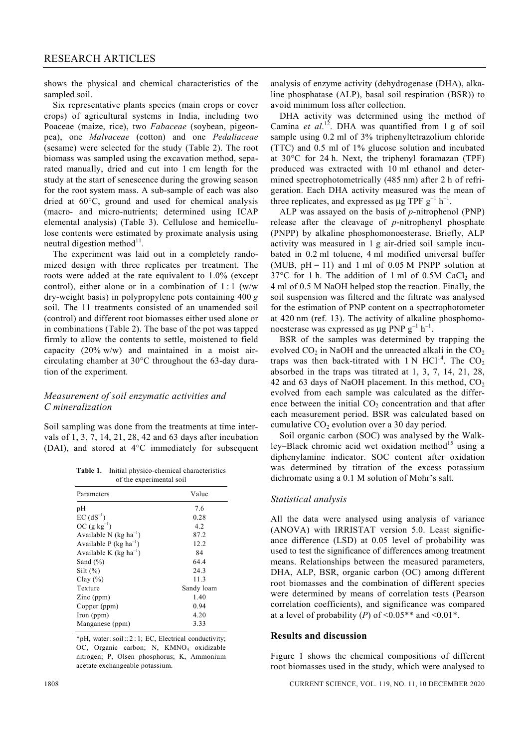shows the physical and chemical characteristics of the sampled soil.

Six representative plants species (main crops or cover crops) of agricultural systems in India, including two Poaceae (maize, rice), two *Fabaceae* (soybean, pigeonpea), one *Malvaceae* (cotton) and one *Pedaliaceae* (sesame) were selected for the study (Table 2). The root biomass was sampled using the excavation method, separated manually, dried and cut into 1 cm length for the study at the start of senescence during the growing season for the root system mass. A sub-sample of each was also dried at 60°C, ground and used for chemical analysis (macro- and micro-nutrients; determined using ICAP elemental analysis) (Table 3). Cellulose and hemicellulose contents were estimated by proximate analysis using neutral digestion method[11].

The experiment was laid out in a completely randomized design with three replicates per treatment. The roots were added at the rate equivalent to 1.0% (except control), either alone or in a combination of 1 : 1 (w/w dry-weight basis) in polypropylene pots containing 400 *g* soil. The 11 treatments consisted of an unamended soil (control) and different root biomasses either used alone or in combinations (Table 2). The base of the pot was tapped firmly to allow the contents to settle, moistened to field capacity (20% w/w) and maintained in a moist air-circulating chamber at 30°C throughout the 63-day duration of the experiment.

### *Measurement of soil enzymatic activities and C mineralization*

Soil sampling was done from the treatments at time intervals of 1, 3, 7, 14, 21, 28, 42 and 63 days after incubation (DAI), and stored at 4°C immediately for subsequent analysis of enzyme activity (dehydrogenase (DHA), alkaline phosphatase (ALP), basal soil respiration (BSR)) to avoid minimum loss after collection.

**Table 1.** Initial physico-chemical characteristics of the experimental soil

| Parameters | Value |
|---|---|
| pH | 7.6 |
| EC ($dS^{-1}$) | 0.28 |
| OC ($g\ kg^{-1}$) | 4.2 |
| Available N ($kg\ ha^{-1}$) | 87.2 |
| Available P ($kg\ ha^{-1}$) | 12.2 |
| Available K ($kg\ ha^{-1}$) | 84 |
| Sand (%) | 64.4 |
| Silt (%) | 24.3 |
| Clay (%) | 11.3 |
| Texture | Sandy loam |
| Zinc (ppm) | 1.40 |
| Copper (ppm) | 0.94 |
| Iron (ppm) | 4.20 |
| Manganese (ppm) | 3.33 |

*pH, water : soil :: 2 : 1; EC, Electrical conductivity; OC, Organic carbon; N, $KMNO_4$ oxidizable nitrogen; P, Olsen phosphorus; K, Ammonium acetate exchangeable potassium.

DHA activity was determined using the method of Camina *et al*.[12]. DHA was quantified from 1 g of soil sample using 0.2 ml of 3% triphenyltetrazolium chloride (TTC) and 0.5 ml of 1% glucose solution and incubated at 30°C for 24 h. Next, the triphenyl foramazan (TPF) produced was extracted with 10 ml ethanol and determined spectrophotometrically (485 nm) after 2 h of refrigeration. Each DHA activity measured was the mean of three replicates, and expressed as $\mu g$ TPF $g^{-1}\ h^{-1}$.

ALP was assayed on the basis of *p*-nitrophenol (PNP) release after the cleavage of *p*-nitrophenyl phosphate (PNPP) by alkaline phosphomonoesterase. Briefly, ALP activity was measured in 1 g air-dried soil sample incubated in 0.2 ml toluene, 4 ml modified universal buffer (MUB, pH = 11) and 1 ml of 0.05 M PNPP solution at 37°C for 1 h. The addition of 1 ml of 0.5M $CaCl_2$ and 4 ml of 0.5 M NaOH helped stop the reaction. Finally, the soil suspension was filtered and the filtrate was analysed for the estimation of PNP content on a spectrophotometer at 420 nm (ref. 13). The activity of alkaline phosphomonoesterase was expressed as $\mu g$ PNP $g^{-1}\ h^{-1}$.

BSR of the samples was determined by trapping the evolved $CO_2$ in NaOH and the unreacted alkali in the $CO_2$ traps was then back-titrated with 1 N HCl[14]. The $CO_2$ absorbed in the traps was titrated at 1, 3, 7, 14, 21, 28, 42 and 63 days of NaOH placement. In this method, $CO_2$ evolved from each sample was calculated as the difference between the initial $CO_2$ concentration and that after each measurement period. BSR was calculated based on cumulative $CO_2$ evolution over a 30 day period.

Soil organic carbon (SOC) was analysed by the Walkley–Black chromic acid wet oxidation method[15] using a diphenylamine indicator. SOC content after oxidation was determined by titration of the excess potassium dichromate using a 0.1 M solution of Mohr's salt.

### *Statistical analysis*

All the data were analysed using analysis of variance (ANOVA) with IRRISTAT version 5.0. Least significance difference (LSD) at 0.05 level of probability was used to test the significance of differences among treatment means. Relationships between the measured parameters, DHA, ALP, BSR, organic carbon (OC) among different root biomasses and the combination of different species were determined by means of correlation tests (Pearson correlation coefficients), and significance was compared at a level of probability ($P$) of <0.05** and <0.01*.

## Results and discussion

Figure 1 shows the chemical compositions of different root biomasses used in the study, which were analysed to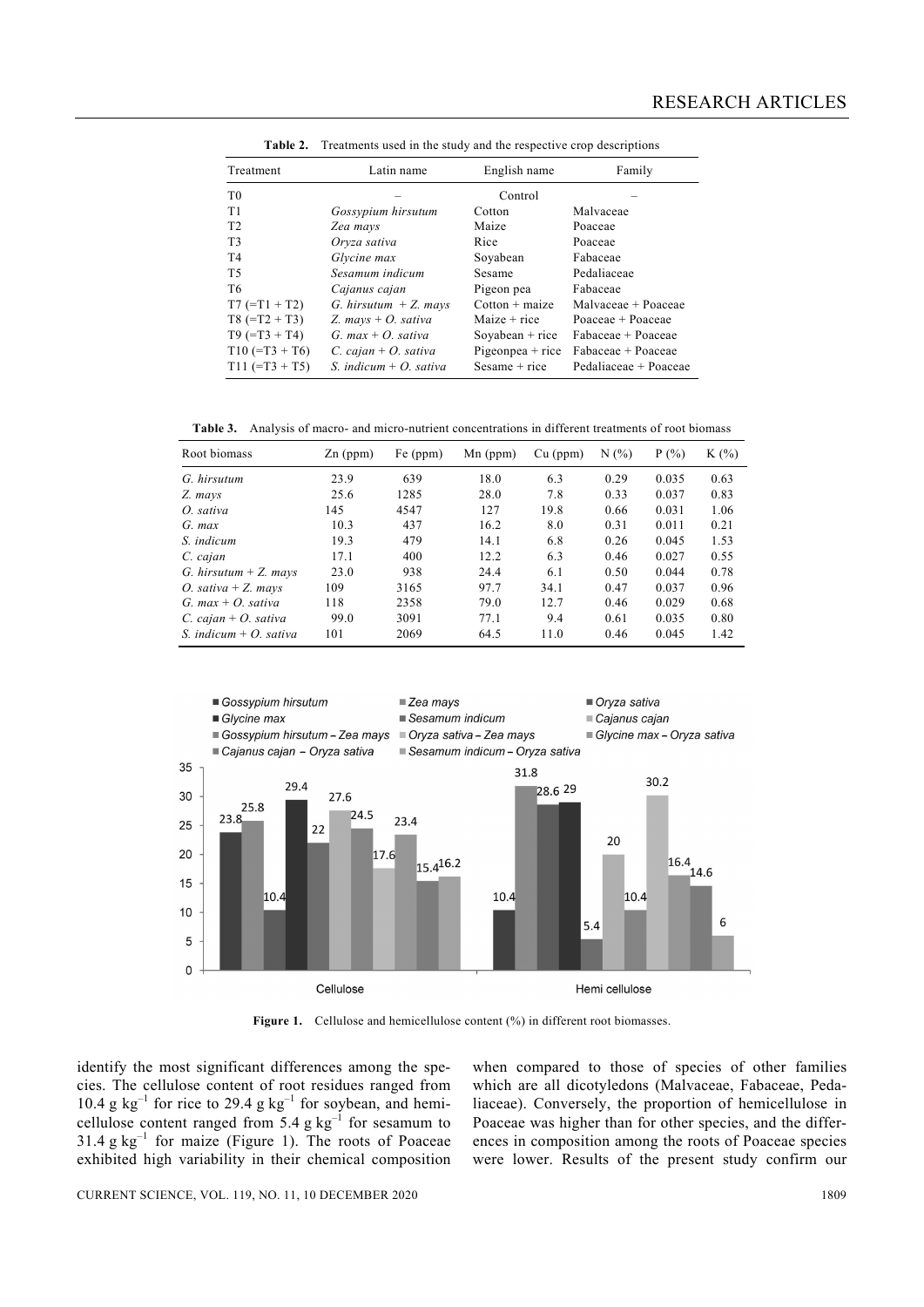**Table 2.** Treatments used in the study and the respective crop descriptions

| Treatment | Latin name | English name | Family |
|---|---|---|---|
| T0 | – | Control | – |
| T1 | *Gossypium hirsutum* | Cotton | Malvaceae |
| T2 | *Zea mays* | Maize | Poaceae |
| T3 | *Oryza sativa* | Rice | Poaceae |
| T4 | *Glycine max* | Soyabean | Fabaceae |
| T5 | *Sesamum indicum* | Sesame | Pedaliaceae |
| T6 | *Cajanus cajan* | Pigeon pea | Fabaceae |
| T7 (=T1 + T2) | *G. hirsutum* + *Z. mays* | Cotton + maize | Malvaceae + Poaceae |
| T8 (=T2 + T3) | *Z. mays* + *O. sativa* | Maize + rice | Poaceae + Poaceae |
| T9 (=T3 + T4) | *G. max* + *O. sativa* | Soyabean + rice | Fabaceae + Poaceae |
| T10 (=T3 + T6) | *C. cajan* + *O. sativa* | Pigeonpea + rice | Fabaceae + Poaceae |
| T11 (=T3 + T5) | *S. indicum* + *O. sativa* | Sesame + rice | Pedaliaceae + Poaceae |

**Table 3.** Analysis of macro- and micro-nutrient concentrations in different treatments of root biomass

| Root biomass | Zn (ppm) | Fe (ppm) | Mn (ppm) | Cu (ppm) | N (%) | P (%) | K (%) |
|---|---|---|---|---|---|---|---|
| *G. hirsutum* | 23.9 | 639 | 18.0 | 6.3 | 0.29 | 0.035 | 0.63 |
| *Z. mays* | 25.6 | 1285 | 28.0 | 7.8 | 0.33 | 0.037 | 0.83 |
| *O. sativa* | 145 | 4547 | 127 | 19.8 | 0.66 | 0.031 | 1.06 |
| *G. max* | 10.3 | 437 | 16.2 | 8.0 | 0.31 | 0.011 | 0.21 |
| *S. indicum* | 19.3 | 479 | 14.1 | 6.8 | 0.26 | 0.045 | 1.53 |
| *C. cajan* | 17.1 | 400 | 12.2 | 6.3 | 0.46 | 0.027 | 0.55 |
| *G. hirsutum* + *Z. mays* | 23.0 | 938 | 24.4 | 6.1 | 0.50 | 0.044 | 0.78 |
| *O. sativa* + *Z. mays* | 109 | 3165 | 97.7 | 34.1 | 0.47 | 0.037 | 0.96 |
| *G. max* + *O. sativa* | 118 | 2358 | 79.0 | 12.7 | 0.46 | 0.029 | 0.68 |
| *C. cajan* + *O. sativa* | 99.0 | 3091 | 77.1 | 9.4 | 0.61 | 0.035 | 0.80 |
| *S. indicum* + *O. sativa* | 101 | 2069 | 64.5 | 11.0 | 0.46 | 0.045 | 1.42 |

*Gossypium hirsutum*, *Zea mays*, *Oryza sativa*, *Glycine max*, *Sesamum indicum*, *Cajanus cajan*, *Gossypium hirsutum – Zea mays*, *Oryza sativa – Zea mays*, *Glycine max – Oryza sativa*, *Cajanus cajan – Oryza sativa*, *Sesamum indicum – Oryza sativa*

35
30
25
20
15
10
5
0

23.8 25.8 10.4 29.4 22 27.6 24.5 17.6 23.4 15.4 16.2

10.4 31.8 28.6 29 5.4 20 10.4 30.2 16.4 14.6 6

Cellulose

Hemi cellulose

**Figure 1.** Cellulose and hemicellulose content (%) in different root biomasses.

identify the most significant differences among the species. The cellulose content of root residues ranged from 10.4 g $kg^{-1}$ for rice to 29.4 g $kg^{-1}$ for soybean, and hemicellulose content ranged from 5.4 g $kg^{-1}$ for sesamum to 31.4 g $kg^{-1}$ for maize (Figure 1). The roots of Poaceae exhibited high variability in their chemical composition when compared to those of species of other families which are all dicotyledons (Malvaceae, Fabaceae, Pedaliaceae). Conversely, the proportion of hemicellulose in Poaceae was higher than for other species, and the differences in composition among the roots of Poaceae species were lower. Results of the present study confirm our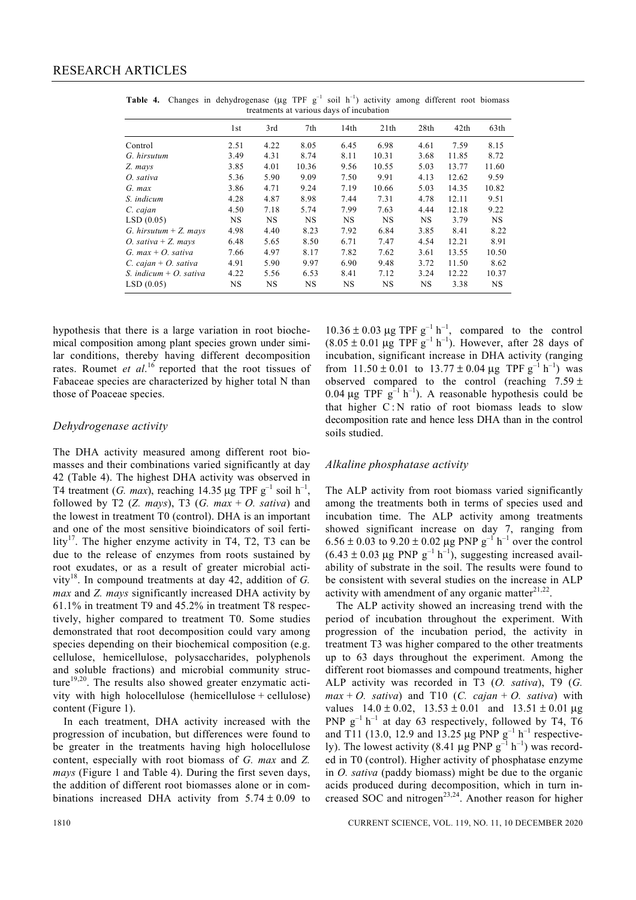**Table 4.** Changes in dehydrogenase (μg TPF $g^{-1}$ soil $h^{-1}$) activity among different root biomass treatments at various days of incubation

| | 1st | 3rd | 7th | 14th | 21th | 28th | 42th | 63th |
|---|---|---|---|---|---|---|---|---|
| Control | 2.51 | 4.22 | 8.05 | 6.45 | 6.98 | 4.61 | 7.59 | 8.15 |
| *G. hirsutum* | 3.49 | 4.31 | 8.74 | 8.11 | 10.31 | 3.68 | 11.85 | 8.72 |
| *Z. mays* | 3.85 | 4.01 | 10.36 | 9.56 | 10.55 | 5.03 | 13.77 | 11.60 |
| *O. sativa* | 5.36 | 5.90 | 9.09 | 7.50 | 9.91 | 4.13 | 12.62 | 9.59 |
| *G. max* | 3.86 | 4.71 | 9.24 | 7.19 | 10.66 | 5.03 | 14.35 | 10.82 |
| *S. indicum* | 4.28 | 4.87 | 8.98 | 7.44 | 7.31 | 4.78 | 12.11 | 9.51 |
| *C. cajan* | 4.50 | 7.18 | 5.74 | 7.99 | 7.63 | 4.44 | 12.18 | 9.22 |
| LSD (0.05) | NS | NS | NS | NS | NS | NS | 3.79 | NS |
| *G. hirsutum* + *Z. mays* | 4.98 | 4.40 | 8.23 | 7.92 | 6.84 | 3.85 | 8.41 | 8.22 |
| *O. sativa* + *Z. mays* | 6.48 | 5.65 | 8.50 | 6.71 | 7.47 | 4.54 | 12.21 | 8.91 |
| *G. max* + *O. sativa* | 7.66 | 4.97 | 8.17 | 7.82 | 7.62 | 3.61 | 13.55 | 10.50 |
| *C. cajan* + *O. sativa* | 4.91 | 5.90 | 9.97 | 6.90 | 9.48 | 3.72 | 11.50 | 8.62 |
| *S. indicum* + *O. sativa* | 4.22 | 5.56 | 6.53 | 8.41 | 7.12 | 3.24 | 12.22 | 10.37 |
| LSD (0.05) | NS | NS | NS | NS | NS | NS | 3.38 | NS |

hypothesis that there is a large variation in root biochemical composition among plant species grown under similar conditions, thereby having different decomposition rates. Roumet *et al.*[16] reported that the root tissues of Fabaceae species are characterized by higher total N than those of Poaceae species.

### *Dehydrogenase activity*

The DHA activity measured among different root biomasses and their combinations varied significantly at day 42 (Table 4). The highest DHA activity was observed in T4 treatment (*G. max*), reaching 14.35 μg TPF $g^{-1}$ soil $h^{-1}$, followed by T2 (*Z. mays*), T3 (*G. max* + *O. sativa*) and the lowest in treatment T0 (control). DHA is an important and one of the most sensitive bioindicators of soil fertility[17]. The higher enzyme activity in T4, T2, T3 can be due to the release of enzymes from roots sustained by root exudates, or as a result of greater microbial activity[18]. In compound treatments at day 42, addition of *G. max* and *Z. mays* significantly increased DHA activity by 61.1% in treatment T9 and 45.2% in treatment T8 respectively, higher compared to treatment T0. Some studies demonstrated that root decomposition could vary among species depending on their biochemical composition (e.g. cellulose, hemicellulose, polysaccharides, polyphenols and soluble fractions) and microbial community structure[19,20]. The results also showed greater enzymatic activity with high holocellulose (hemicellulose + cellulose) content (Figure 1).

In each treatment, DHA activity increased with the progression of incubation, but differences were found to be greater in the treatments having high holocellulose content, especially with root biomass of *G. max* and *Z. mays* (Figure 1 and Table 4). During the first seven days, the addition of different root biomasses alone or in combinations increased DHA activity from $5.74 \pm 0.09$ to $10.36 \pm 0.03$ μg TPF $g^{-1}$ $h^{-1}$, compared to the control ($8.05 \pm 0.01$ μg TPF $g^{-1}$ $h^{-1}$). However, after 28 days of incubation, significant increase in DHA activity (ranging from $11.50 \pm 0.01$ to $13.77 \pm 0.04$ μg TPF $g^{-1}$ $h^{-1}$) was observed compared to the control (reaching $7.59 \pm 0.04$ μg TPF $g^{-1}$ $h^{-1}$). A reasonable hypothesis could be that higher C : N ratio of root biomass leads to slow decomposition rate and hence less DHA than in the control soils studied.

### *Alkaline phosphatase activity*

The ALP activity from root biomass varied significantly among the treatments both in terms of species used and incubation time. The ALP activity among treatments showed significant increase on day 7, ranging from $6.56 \pm 0.03$ to $9.20 \pm 0.02$ μg PNP $g^{-1}$ $h^{-1}$ over the control ($6.43 \pm 0.03$ μg PNP $g^{-1}$ $h^{-1}$), suggesting increased availability of substrate in the soil. The results were found to be consistent with several studies on the increase in ALP activity with amendment of any organic matter[21,22].

The ALP activity showed an increasing trend with the period of incubation throughout the experiment. With progression of the incubation period, the activity in treatment T3 was higher compared to the other treatments up to 63 days throughout the experiment. Among the different root biomasses and compound treatments, higher ALP activity was recorded in T3 (*O. sativa*), T9 (*G. max* + *O. sativa*) and T10 (*C. cajan* + *O. sativa*) with values $14.0 \pm 0.02$, $13.53 \pm 0.01$ and $13.51 \pm 0.01$ μg PNP $g^{-1}$ $h^{-1}$ at day 63 respectively, followed by T4, T6 and T11 (13.0, 12.9 and 13.25 μg PNP $g^{-1}$ $h^{-1}$ respectively). The lowest activity (8.41 μg PNP $g^{-1}$ $h^{-1}$) was recorded in T0 (control). Higher activity of phosphatase enzyme in *O. sativa* (paddy biomass) might be due to the organic acids produced during decomposition, which in turn increased SOC and nitrogen[23,24]. Another reason for higher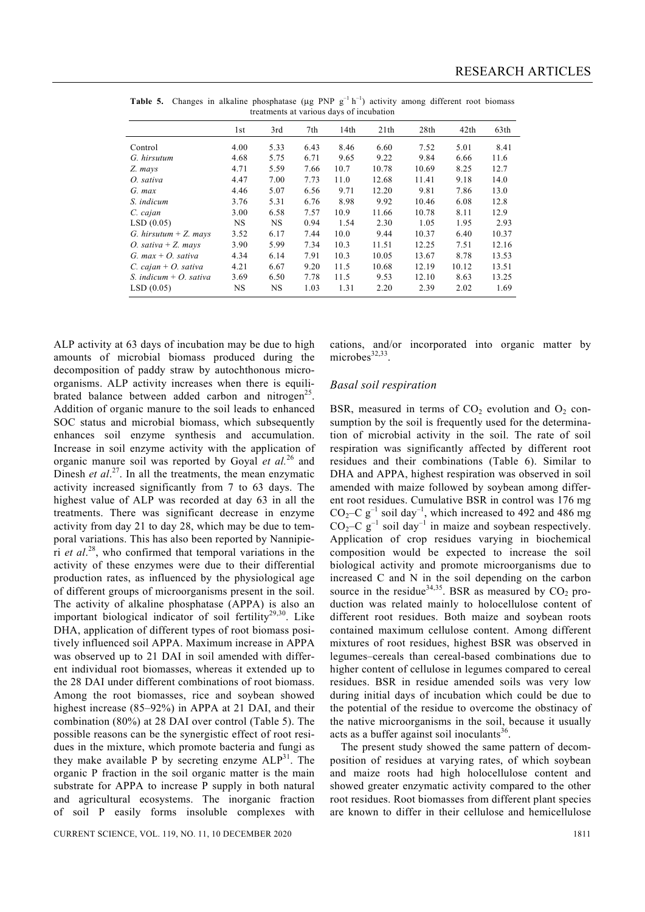**Table 5.** Changes in alkaline phosphatase (μg PNP $g^{-1}$ $h^{-1}$) activity among different root biomass treatments at various days of incubation

| | 1st | 3rd | 7th | 14th | 21th | 28th | 42th | 63th |
|---|---|---|---|---|---|---|---|---|
| Control | 4.00 | 5.33 | 6.43 | 8.46 | 6.60 | 7.52 | 5.01 | 8.41 |
| *G. hirsutum* | 4.68 | 5.75 | 6.71 | 9.65 | 9.22 | 9.84 | 6.66 | 11.6 |
| *Z. mays* | 4.71 | 5.59 | 7.66 | 10.7 | 10.78 | 10.69 | 8.25 | 12.7 |
| *O. sativa* | 4.47 | 7.00 | 7.73 | 11.0 | 12.68 | 11.41 | 9.18 | 14.0 |
| *G. max* | 4.46 | 5.07 | 6.56 | 9.71 | 12.20 | 9.81 | 7.86 | 13.0 |
| *S. indicum* | 3.76 | 5.31 | 6.76 | 8.98 | 9.92 | 10.46 | 6.08 | 12.8 |
| *C. cajan* | 3.00 | 6.58 | 7.57 | 10.9 | 11.66 | 10.78 | 8.11 | 12.9 |
| LSD (0.05) | NS | NS | 0.94 | 1.54 | 2.30 | 1.05 | 1.95 | 2.93 |
| *G. hirsutum + Z. mays* | 3.52 | 6.17 | 7.44 | 10.0 | 9.44 | 10.37 | 6.40 | 10.37 |
| *O. sativa + Z. mays* | 3.90 | 5.99 | 7.34 | 10.3 | 11.51 | 12.25 | 7.51 | 12.16 |
| *G. max + O. sativa* | 4.34 | 6.14 | 7.91 | 10.3 | 10.05 | 13.67 | 8.78 | 13.53 |
| *C. cajan + O. sativa* | 4.21 | 6.67 | 9.20 | 11.5 | 10.68 | 12.19 | 10.12 | 13.51 |
| *S. indicum + O. sativa* | 3.69 | 6.50 | 7.78 | 11.5 | 9.53 | 12.10 | 8.63 | 13.25 |
| LSD (0.05) | NS | NS | 1.03 | 1.31 | 2.20 | 2.39 | 2.02 | 1.69 |

ALP activity at 63 days of incubation may be due to high amounts of microbial biomass produced during the decomposition of paddy straw by autochthonous microorganisms. ALP activity increases when there is equilibrated balance between added carbon and nitrogen[25]. Addition of organic manure to the soil leads to enhanced SOC status and microbial biomass, which subsequently enhances soil enzyme synthesis and accumulation. Increase in soil enzyme activity with the application of organic manure soil was reported by Goyal *et al.*[26] and Dinesh *et al*.[27]. In all the treatments, the mean enzymatic activity increased significantly from 7 to 63 days. The highest value of ALP was recorded at day 63 in all the treatments. There was significant decrease in enzyme activity from day 21 to day 28, which may be due to temporal variations. This has also been reported by Nannipieri *et al*.[28], who confirmed that temporal variations in the activity of these enzymes were due to their differential production rates, as influenced by the physiological age of different groups of microorganisms present in the soil. The activity of alkaline phosphatase (APPA) is also an important biological indicator of soil fertility[29,30]. Like DHA, application of different types of root biomass positively influenced soil APPA. Maximum increase in APPA was observed up to 21 DAI in soil amended with different individual root biomasses, whereas it extended up to the 28 DAI under different combinations of root biomass. Among the root biomasses, rice and soybean showed highest increase (85–92%) in APPA at 21 DAI, and their combination (80%) at 28 DAI over control (Table 5). The possible reasons can be the synergistic effect of root residues in the mixture, which promote bacteria and fungi as they make available P by secreting enzyme ALP[31]. The organic P fraction in the soil organic matter is the main substrate for APPA to increase P supply in both natural and agricultural ecosystems. The inorganic fraction of soil P easily forms insoluble complexes with cations, and/or incorporated into organic matter by microbes[32,33].

### Basal soil respiration

BSR, measured in terms of $CO_2$ evolution and $O_2$ consumption by the soil is frequently used for the determination of microbial activity in the soil. The rate of soil respiration was significantly affected by different root residues and their combinations (Table 6). Similar to DHA and APPA, highest respiration was observed in soil amended with maize followed by soybean among different root residues. Cumulative BSR in control was 176 mg $CO_2$–C $g^{-1}$ soil $day^{-1}$, which increased to 492 and 486 mg $CO_2$–C $g^{-1}$ soil $day^{-1}$ in maize and soybean respectively. Application of crop residues varying in biochemical composition would be expected to increase the soil biological activity and promote microorganisms due to increased C and N in the soil depending on the carbon source in the residue[34,35]. BSR as measured by $CO_2$ production was related mainly to holocellulose content of different root residues. Both maize and soybean roots contained maximum cellulose content. Among different mixtures of root residues, highest BSR was observed in legumes–cereals than cereal-based combinations due to higher content of cellulose in legumes compared to cereal residues. BSR in residue amended soils was very low during initial days of incubation which could be due to the potential of the residue to overcome the obstinacy of the native microorganisms in the soil, because it usually acts as a buffer against soil inoculants[36].

The present study showed the same pattern of decomposition of residues at varying rates, of which soybean and maize roots had high holocellulose content and showed greater enzymatic activity compared to the other root residues. Root biomasses from different plant species are known to differ in their cellulose and hemicellulose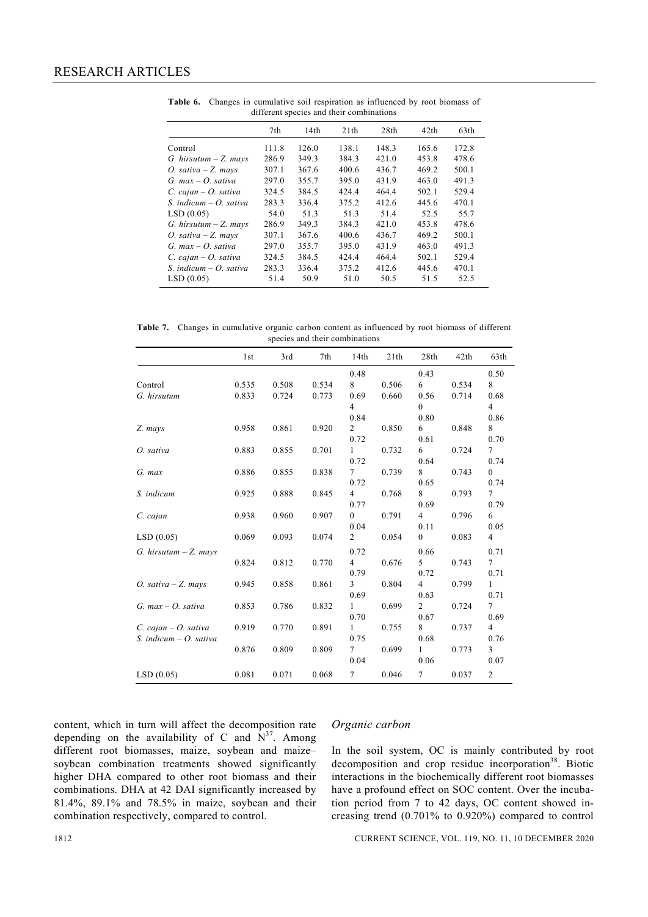**Table 6.** Changes in cumulative soil respiration as influenced by root biomass of different species and their combinations

| | 7th | 14th | 21th | 28th | 42th | 63th |
|---|---|---|---|---|---|---|
| Control | 111.8 | 126.0 | 138.1 | 148.3 | 165.6 | 172.8 |
| *G. hirsutum – Z. mays* | 286.9 | 349.3 | 384.3 | 421.0 | 453.8 | 478.6 |
| *O. sativa – Z. mays* | 307.1 | 367.6 | 400.6 | 436.7 | 469.2 | 500.1 |
| *G. max – O. sativa* | 297.0 | 355.7 | 395.0 | 431.9 | 463.0 | 491.3 |
| *C. cajan – O. sativa* | 324.5 | 384.5 | 424.4 | 464.4 | 502.1 | 529.4 |
| *S. indicum – O. sativa* | 283.3 | 336.4 | 375.2 | 412.6 | 445.6 | 470.1 |
| LSD (0.05) | 54.0 | 51.3 | 51.3 | 51.4 | 52.5 | 55.7 |
| *G. hirsutum – Z. mays* | 286.9 | 349.3 | 384.3 | 421.0 | 453.8 | 478.6 |
| *O. sativa – Z. mays* | 307.1 | 367.6 | 400.6 | 436.7 | 469.2 | 500.1 |
| *G. max – O. sativa* | 297.0 | 355.7 | 395.0 | 431.9 | 463.0 | 491.3 |
| *C. cajan – O. sativa* | 324.5 | 384.5 | 424.4 | 464.4 | 502.1 | 529.4 |
| *S. indicum – O. sativa* | 283.3 | 336.4 | 375.2 | 412.6 | 445.6 | 470.1 |
| LSD (0.05) | 51.4 | 50.9 | 51.0 | 50.5 | 51.5 | 52.5 |

**Table 7.** Changes in cumulative organic carbon content as influenced by root biomass of different species and their combinations

| | 1st | 3rd | 7th | 14th | 21th | 28th | 42th | 63th |
|---|---|---|---|---|---|---|---|---|
| Control | 0.535 | 0.508 | 0.534 | 0.488 | 0.506 | 0.436 | 0.534 | 0.508 |
| *G. hirsutum* | 0.833 | 0.724 | 0.773 | 0.694 | 0.660 | 0.560 | 0.714 | 0.684 |
| *Z. mays* | 0.958 | 0.861 | 0.920 | 0.842 | 0.850 | 0.806 | 0.848 | 0.868 |
| *O. sativa* | 0.883 | 0.855 | 0.701 | 0.721 | 0.732 | 0.616 | 0.724 | 0.707 |
| *G. max* | 0.886 | 0.855 | 0.838 | 0.727 | 0.739 | 0.648 | 0.743 | 0.740 |
| *S. indicum* | 0.925 | 0.888 | 0.845 | 0.724 | 0.768 | 0.658 | 0.793 | 0.747 |
| *C. cajan* | 0.938 | 0.960 | 0.907 | 0.770 | 0.791 | 0.694 | 0.796 | 0.796 |
| LSD (0.05) | 0.069 | 0.093 | 0.074 | 0.042 | 0.054 | 0.110 | 0.083 | 0.054 |
| *G. hirsutum – Z. mays* | 0.824 | 0.812 | 0.770 | 0.724 | 0.676 | 0.665 | 0.743 | 0.717 |
| *O. sativa – Z. mays* | 0.945 | 0.858 | 0.861 | 0.793 | 0.804 | 0.724 | 0.799 | 0.711 |
| *G. max – O. sativa* | 0.853 | 0.786 | 0.832 | 0.691 | 0.699 | 0.632 | 0.724 | 0.717 |
| *C. cajan – O. sativa* | 0.919 | 0.770 | 0.891 | 0.701 | 0.755 | 0.678 | 0.737 | 0.694 |
| *S. indicum – O. sativa* | 0.876 | 0.809 | 0.809 | 0.757 | 0.699 | 0.681 | 0.773 | 0.763 |
| LSD (0.05) | 0.081 | 0.071 | 0.068 | 0.047 | 0.046 | 0.067 | 0.037 | 0.072 |

content, which in turn will affect the decomposition rate depending on the availability of C and N[37]. Among different root biomasses, maize, soybean and maize–soybean combination treatments showed significantly higher DHA compared to other root biomass and their combinations. DHA at 42 DAI significantly increased by 81.4%, 89.1% and 78.5% in maize, soybean and their combination respectively, compared to control.

### *Organic carbon*

In the soil system, OC is mainly contributed by root decomposition and crop residue incorporation[38]. Biotic interactions in the biochemically different root biomasses have a profound effect on SOC content. Over the incubation period from 7 to 42 days, OC content showed increasing trend (0.701% to 0.920%) compared to control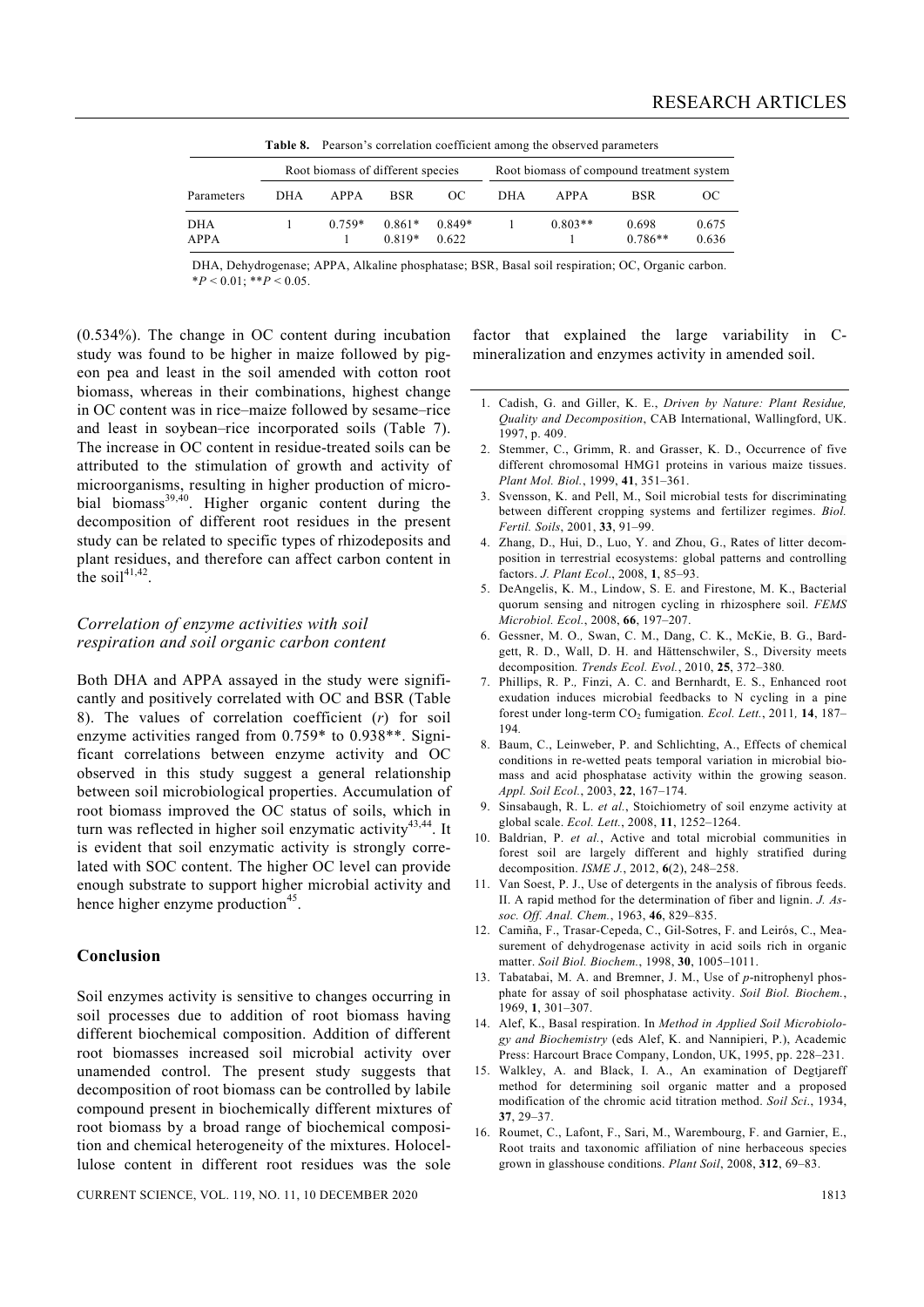**Table 8.** Pearson's correlation coefficient among the observed parameters

| | Root biomass of different species | | | | Root biomass of compound treatment system | | | |
|---|---|---|---|---|---|---|---|---|
| Parameters | DHA | APPA | BSR | OC | DHA | APPA | BSR | OC |
| DHA | 1 | 0.759* | 0.861* | 0.849* | 1 | 0.803** | 0.698 | 0.675 |
| APPA | | 1 | 0.819* | 0.622 | | 1 | 0.786** | 0.636 |

DHA, Dehydrogenase; APPA, Alkaline phosphatase; BSR, Basal soil respiration; OC, Organic carbon.
$*P < 0.01$; $**P < 0.05$.

(0.534%). The change in OC content during incubation study was found to be higher in maize followed by pigeon pea and least in the soil amended with cotton root biomass, whereas in their combinations, highest change in OC content was in rice–maize followed by sesame–rice and least in soybean–rice incorporated soils (Table 7). The increase in OC content in residue-treated soils can be attributed to the stimulation of growth and activity of microorganisms, resulting in higher production of microbial biomass[39,40]. Higher organic content during the decomposition of different root residues in the present study can be related to specific types of rhizodeposits and plant residues, and therefore can affect carbon content in the soil[41,42].

### *Correlation of enzyme activities with soil respiration and soil organic carbon content*

Both DHA and APPA assayed in the study were significantly and positively correlated with OC and BSR (Table 8). The values of correlation coefficient ($r$) for soil enzyme activities ranged from 0.759* to 0.938**. Significant correlations between enzyme activity and OC observed in this study suggest a general relationship between soil microbiological properties. Accumulation of root biomass improved the OC status of soils, which in turn was reflected in higher soil enzymatic activity[43,44]. It is evident that soil enzymatic activity is strongly correlated with SOC content. The higher OC level can provide enough substrate to support higher microbial activity and hence higher enzyme production[45].

## Conclusion

Soil enzymes activity is sensitive to changes occurring in soil processes due to addition of root biomass having different biochemical composition. Addition of different root biomasses increased soil microbial activity over unamended control. The present study suggests that decomposition of root biomass can be controlled by labile compound present in biochemically different mixtures of root biomass by a broad range of biochemical composition and chemical heterogeneity of the mixtures. Holocellulose content in different root residues was the sole factor that explained the large variability in C-mineralization and enzymes activity in amended soil.

1. Cadish, G. and Giller, K. E., *Driven by Nature: Plant Residue, Quality and Decomposition*, CAB International, Wallingford, UK. 1997, p. 409.
2. Stemmer, C., Grimm, R. and Grasser, K. D., Occurrence of five different chromosomal HMG1 proteins in various maize tissues. *Plant Mol. Biol.*, 1999, **41**, 351–361.
3. Svensson, K. and Pell, M., Soil microbial tests for discriminating between different cropping systems and fertilizer regimes. *Biol. Fertil. Soils*, 2001, **33**, 91–99.
4. Zhang, D., Hui, D., Luo, Y. and Zhou, G., Rates of litter decomposition in terrestrial ecosystems: global patterns and controlling factors. *J. Plant Ecol*., 2008, **1**, 85–93.
5. DeAngelis, K. M., Lindow, S. E. and Firestone, M. K., Bacterial quorum sensing and nitrogen cycling in rhizosphere soil. *FEMS Microbiol. Ecol.*, 2008, **66**, 197–207.
6. Gessner, M. O., Swan, C. M., Dang, C. K., McKie, B. G., Bardgett, R. D., Wall, D. H. and Hättenschwiler, S., Diversity meets decomposition. *Trends Ecol. Evol.*, 2010, **25**, 372–380.
7. Phillips, R. P., Finzi, A. C. and Bernhardt, E. S., Enhanced root exudation induces microbial feedbacks to N cycling in a pine forest under long-term $CO_2$ fumigation. *Ecol. Lett.*, 2011, **14**, 187–194.
8. Baum, C., Leinweber, P. and Schlichting, A., Effects of chemical conditions in re-wetted peats temporal variation in microbial biomass and acid phosphatase activity within the growing season. *Appl. Soil Ecol.*, 2003, **22**, 167–174.
9. Sinsabaugh, R. L. *et al.*, Stoichiometry of soil enzyme activity at global scale. *Ecol. Lett.*, 2008, **11**, 1252–1264.
10. Baldrian, P. *et al.*, Active and total microbial communities in forest soil are largely different and highly stratified during decomposition. *ISME J.*, 2012, **6**(2), 248–258.
11. Van Soest, P. J., Use of detergents in the analysis of fibrous feeds. II. A rapid method for the determination of fiber and lignin. *J. Assoc. Off. Anal. Chem.*, 1963, **46**, 829–835.
12. Camiña, F., Trasar-Cepeda, C., Gil-Sotres, F. and Leirós, C., Measurement of dehydrogenase activity in acid soils rich in organic matter. *Soil Biol. Biochem.*, 1998, **30**, 1005–1011.
13. Tabatabai, M. A. and Bremner, J. M., Use of *p*-nitrophenyl phosphate for assay of soil phosphatase activity. *Soil Biol. Biochem.*, 1969, **1**, 301–307.
14. Alef, K., Basal respiration. In *Method in Applied Soil Microbiology and Biochemistry* (eds Alef, K. and Nannipieri, P.), Academic Press: Harcourt Brace Company, London, UK, 1995, pp. 228–231.
15. Walkley, A. and Black, I. A., An examination of Degtjareff method for determining soil organic matter and a proposed modification of the chromic acid titration method. *Soil Sci*., 1934, **37**, 29–37.
16. Roumet, C., Lafont, F., Sari, M., Warembourg, F. and Garnier, E., Root traits and taxonomic affiliation of nine herbaceous species grown in glasshouse conditions. *Plant Soil*, 2008, **312**, 69–83.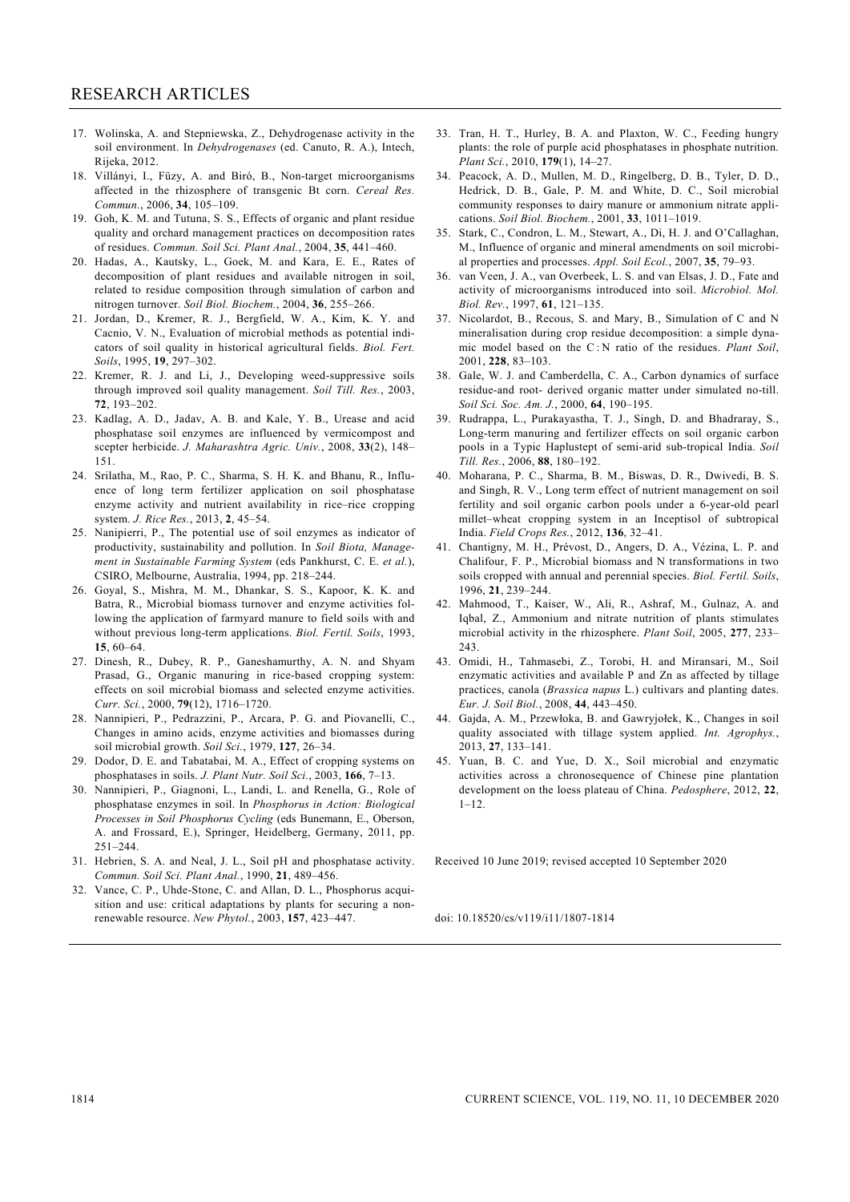17. Wolinska, A. and Stepniewska, Z., Dehydrogenase activity in the soil environment. In *Dehydrogenases* (ed. Canuto, R. A.), Intech, Rijeka, 2012.
18. Villányi, I., Füzy, A. and Biró, B., Non-target microorganisms affected in the rhizosphere of transgenic Bt corn. *Cereal Res. Commun.*, 2006, **34**, 105–109.
19. Goh, K. M. and Tutuna, S. S., Effects of organic and plant residue quality and orchard management practices on decomposition rates of residues. *Commun. Soil Sci. Plant Anal.*, 2004, **35**, 441–460.
20. Hadas, A., Kautsky, L., Goek, M. and Kara, E. E., Rates of decomposition of plant residues and available nitrogen in soil, related to residue composition through simulation of carbon and nitrogen turnover. *Soil Biol. Biochem.*, 2004, **36**, 255–266.
21. Jordan, D., Kremer, R. J., Bergfield, W. A., Kim, K. Y. and Cacnio, V. N., Evaluation of microbial methods as potential indicators of soil quality in historical agricultural fields. *Biol. Fert. Soils*, 1995, **19**, 297–302.
22. Kremer, R. J. and Li, J., Developing weed-suppressive soils through improved soil quality management. *Soil Till. Res.*, 2003, **72**, 193–202.
23. Kadlag, A. D., Jadav, A. B. and Kale, Y. B., Urease and acid phosphatase soil enzymes are influenced by vermicompost and scepter herbicide. *J. Maharashtra Agric. Univ.*, 2008, **33**(2), 148–151.
24. Srilatha, M., Rao, P. C., Sharma, S. H. K. and Bhanu, R., Influence of long term fertilizer application on soil phosphatase enzyme activity and nutrient availability in rice–rice cropping system. *J. Rice Res.*, 2013, **2**, 45–54.
25. Nanipierri, P., The potential use of soil enzymes as indicator of productivity, sustainability and pollution. In *Soil Biota, Management in Sustainable Farming System* (eds Pankhurst, C. E. *et al.*), CSIRO, Melbourne, Australia, 1994, pp. 218–244.
26. Goyal, S., Mishra, M. M., Dhankar, S. S., Kapoor, K. K. and Batra, R., Microbial biomass turnover and enzyme activities following the application of farmyard manure to field soils with and without previous long-term applications. *Biol. Fertil. Soils*, 1993, **15**, 60–64.
27. Dinesh, R., Dubey, R. P., Ganeshamurthy, A. N. and Shyam Prasad, G., Organic manuring in rice-based cropping system: effects on soil microbial biomass and selected enzyme activities. *Curr. Sci.*, 2000, **79**(12), 1716–1720.
28. Nannipieri, P., Pedrazzini, P., Arcara, P. G. and Piovanelli, C., Changes in amino acids, enzyme activities and biomasses during soil microbial growth. *Soil Sci.*, 1979, **127**, 26–34.
29. Dodor, D. E. and Tabatabai, M. A., Effect of cropping systems on phosphatases in soils. *J. Plant Nutr. Soil Sci.*, 2003, **166**, 7–13.
30. Nannipieri, P., Giagnoni, L., Landi, L. and Renella, G., Role of phosphatase enzymes in soil. In *Phosphorus in Action: Biological Processes in Soil Phosphorus Cycling* (eds Bunemann, E., Oberson, A. and Frossard, E.), Springer, Heidelberg, Germany, 2011, pp. 251–244.
31. Hebrien, S. A. and Neal, J. L., Soil pH and phosphatase activity. *Commun. Soil Sci. Plant Anal.*, 1990, **21**, 489–456.
32. Vance, C. P., Uhde-Stone, C. and Allan, D. L., Phosphorus acquisition and use: critical adaptations by plants for securing a nonrenewable resource. *New Phytol.*, 2003, **157**, 423–447.
33. Tran, H. T., Hurley, B. A. and Plaxton, W. C., Feeding hungry plants: the role of purple acid phosphatases in phosphate nutrition. *Plant Sci.*, 2010, **179**(1), 14–27.
34. Peacock, A. D., Mullen, M. D., Ringelberg, D. B., Tyler, D. D., Hedrick, D. B., Gale, P. M. and White, D. C., Soil microbial community responses to dairy manure or ammonium nitrate applications. *Soil Biol. Biochem.*, 2001, **33**, 1011–1019.
35. Stark, C., Condron, L. M., Stewart, A., Di, H. J. and O'Callaghan, M., Influence of organic and mineral amendments on soil microbial properties and processes. *Appl. Soil Ecol.*, 2007, **35**, 79–93.
36. van Veen, J. A., van Overbeek, L. S. and van Elsas, J. D., Fate and activity of microorganisms introduced into soil. *Microbiol. Mol. Biol. Rev.*, 1997, **61**, 121–135.
37. Nicolardot, B., Recous, S. and Mary, B., Simulation of C and N mineralisation during crop residue decomposition: a simple dynamic model based on the C : N ratio of the residues. *Plant Soil*, 2001, **228**, 83–103.
38. Gale, W. J. and Camberdella, C. A., Carbon dynamics of surface residue-and root- derived organic matter under simulated no-till. *Soil Sci. Soc. Am. J.*, 2000, **64**, 190–195.
39. Rudrappa, L., Purakayastha, T. J., Singh, D. and Bhadraray, S., Long-term manuring and fertilizer effects on soil organic carbon pools in a Typic Haplustept of semi-arid sub-tropical India. *Soil Till. Res.*, 2006, **88**, 180–192.
40. Moharana, P. C., Sharma, B. M., Biswas, D. R., Dwivedi, B. S. and Singh, R. V., Long term effect of nutrient management on soil fertility and soil organic carbon pools under a 6-year-old pearl millet–wheat cropping system in an Inceptisol of subtropical India. *Field Crops Res.*, 2012, **136**, 32–41.
41. Chantigny, M. H., Prévost, D., Angers, D. A., Vézina, L. P. and Chalifour, F. P., Microbial biomass and N transformations in two soils cropped with annual and perennial species. *Biol. Fertil. Soils*, 1996, **21**, 239–244.
42. Mahmood, T., Kaiser, W., Ali, R., Ashraf, M., Gulnaz, A. and Iqbal, Z., Ammonium and nitrate nutrition of plants stimulates microbial activity in the rhizosphere. *Plant Soil*, 2005, **277**, 233–243.
43. Omidi, H., Tahmasebi, Z., Torobi, H. and Miransari, M., Soil enzymatic activities and available P and Zn as affected by tillage practices, canola (*Brassica napus* L.) cultivars and planting dates. *Eur. J. Soil Biol.*, 2008, **44**, 443–450.
44. Gajda, A. M., Przewłoka, B. and Gawryjołek, K., Changes in soil quality associated with tillage system applied. *Int. Agrophys.*, 2013, **27**, 133–141.
45. Yuan, B. C. and Yue, D. X., Soil microbial and enzymatic activities across a chronosequence of Chinese pine plantation development on the loess plateau of China. *Pedosphere*, 2012, **22**, 1–12.

Received 10 June 2019; revised accepted 10 September 2020

doi: 10.18520/cs/v119/i11/1807-1814